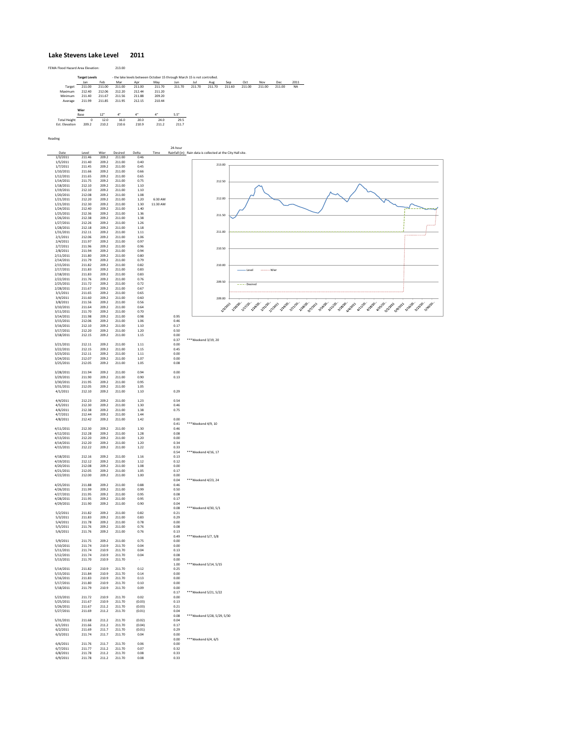# Lake Stevens Lake Level 2011

FEMA Flood Hazard Area Elevation: 213.00

**Target Levels** - the lake levels between October 15 through March 15 is not controlled.

| | Jan | Feb | Mar | Apr | May | Jun | Jul | Aug | Sep | Oct | Nov | Dec | 2011 |
|---|---|---|---|---|---|---|---|---|---|---|---|---|---|
| Target | 211.00 | 211.00 | 211.00 | 211.00 | 211.70 | 211.70 | 211.70 | 211.70 | 211.60 | 211.00 | 211.00 | 211.00 | NA |
| Maximum | 212.40 | 212.06 | 212.20 | 212.44 | 211.20 | | | | | | | | |
| Minimum | 211.40 | 211.67 | 211.56 | 211.88 | 209.20 | | | | | | | | |
| Average | 211.99 | 211.85 | 211.95 | 212.15 | 210.44 | | | | | | | | |

**Wier**

| | Base | 12" | 4" | 4" | 4" | 5.5" |
|---|---|---|---|---|---|---|
| Total Height | 0 | 12.0 | 16.0 | 20.0 | 24.0 | 29.5 |
| Est. Elevation | 209.2 | 210.2 | 210.6 | 210.9 | 211.2 | 211.7 |

Reading

| Date | Level | Wier | Desired | Delta | Time | 24-hour Rainfall (in) | Rain data is collected at the City Hall site. |
|---|---|---|---|---|---|---|---|
| 1/3/2011 | 211.46 | 209.2 | 211.00 | 0.46 | | | |
| 1/5/2011 | 211.40 | 209.2 | 211.00 | 0.40 | | | |
| 1/7/2011 | 211.45 | 209.2 | 211.00 | 0.45 | | | |
| 1/10/2011 | 211.66 | 209.2 | 211.00 | 0.66 | | | |
| 1/12/2011 | 211.65 | 209.2 | 211.00 | 0.65 | | | |
| 1/14/2011 | 211.75 | 209.2 | 211.00 | 0.75 | | | |
| 1/18/2011 | 212.10 | 209.2 | 211.00 | 1.10 | | | |
| 1/19/2011 | 212.10 | 209.2 | 211.00 | 1.10 | | | |
| 1/20/2011 | 212.08 | 209.2 | 211.00 | 1.08 | | | |
| 1/21/2011 | 212.20 | 209.2 | 211.00 | 1.20 | 6:30 AM | | |
| 1/21/2011 | 212.30 | 209.2 | 211.00 | 1.30 | 11:30 AM | | |
| 1/24/2011 | 212.40 | 209.2 | 211.00 | 1.40 | | | |
| 1/25/2011 | 212.36 | 209.2 | 211.00 | 1.36 | | | |
| 1/26/2011 | 212.38 | 209.2 | 211.00 | 1.38 | | | |
| 1/27/2011 | 212.26 | 209.2 | 211.00 | 1.26 | | | |
| 1/28/2011 | 212.18 | 209.2 | 211.00 | 1.18 | | | |
| 1/31/2011 | 212.11 | 209.2 | 211.00 | 1.11 | | | |
| 2/1/2011 | 212.06 | 209.2 | 211.00 | 1.06 | | | |
| 2/4/2011 | 211.97 | 209.2 | 211.00 | 0.97 | | | |
| 2/7/2011 | 211.96 | 209.2 | 211.00 | 0.96 | | | |
| 2/8/2011 | 211.94 | 209.2 | 211.00 | 0.94 | | | |
| 2/11/2011 | 211.80 | 209.2 | 211.00 | 0.80 | | | |
| 2/14/2011 | 211.79 | 209.2 | 211.00 | 0.79 | | | |
| 2/15/2011 | 211.82 | 209.2 | 211.00 | 0.82 | | | |
| 2/17/2011 | 211.83 | 209.2 | 211.00 | 0.83 | | | |
| 2/18/2011 | 211.83 | 209.2 | 211.00 | 0.83 | | | |
| 2/22/2011 | 211.76 | 209.2 | 211.00 | 0.76 | | | |
| 2/25/2011 | 211.72 | 209.2 | 211.00 | 0.72 | | | |
| 2/28/2011 | 211.67 | 209.2 | 211.00 | 0.67 | | | |
| 3/1/2011 | 211.65 | 209.2 | 211.00 | 0.65 | | | |
| 3/4/2011 | 211.60 | 209.2 | 211.00 | 0.60 | | | |
| 3/8/2011 | 211.56 | 209.2 | 211.00 | 0.56 | | | |
| 3/10/2011 | 211.64 | 209.2 | 211.00 | 0.64 | | | |
| 3/11/2011 | 211.70 | 209.2 | 211.00 | 0.70 | | | |
| 3/14/2011 | 211.98 | 209.2 | 211.00 | 0.98 | | 0.95 | |
| 3/15/2011 | 212.06 | 209.2 | 211.00 | 1.06 | | 0.46 | |
| 3/16/2011 | 212.10 | 209.2 | 211.00 | 1.10 | | 0.17 | |
| 3/17/2011 | 212.20 | 209.2 | 211.00 | 1.20 | | 0.50 | |
| 3/18/2011 | 212.15 | 209.2 | 211.00 | 1.15 | | 0.00 | |
| | | | | | | 0.37 | ***Weekend 3/19, 20 |
| 3/21/2011 | 212.11 | 209.2 | 211.00 | 1.11 | | 0.00 | |
| 3/22/2011 | 212.15 | 209.2 | 211.00 | 1.15 | | 0.45 | |
| 3/23/2011 | 212.11 | 209.2 | 211.00 | 1.11 | | 0.00 | |
| 3/24/2011 | 212.07 | 209.2 | 211.00 | 1.07 | | 0.00 | |
| 3/25/2011 | 212.05 | 209.2 | 211.00 | 1.05 | | 0.08 | |
| 3/28/2011 | 211.94 | 209.2 | 211.00 | 0.94 | | 0.00 | |
| 3/29/2011 | 211.90 | 209.2 | 211.00 | 0.90 | | 0.13 | |
| 3/30/2011 | 211.95 | 209.2 | 211.00 | 0.95 | | | |
| 3/31/2011 | 212.05 | 209.2 | 211.00 | 1.05 | | | |
| 4/1/2011 | 212.10 | 209.2 | 211.00 | 1.10 | | 0.29 | |
| 4/4/2011 | 212.23 | 209.2 | 211.00 | 1.23 | | 0.54 | |
| 4/5/2011 | 212.30 | 209.2 | 211.00 | 1.30 | | 0.46 | |
| 4/6/2011 | 212.38 | 209.2 | 211.00 | 1.38 | | 0.75 | |
| 4/7/2011 | 212.44 | 209.2 | 211.00 | 1.44 | | | |
| 4/8/2011 | 212.42 | 209.2 | 211.00 | 1.42 | | 0.00 | |
| | | | | | | 0.41 | ***Weekend 4/9, 10 |
| 4/11/2011 | 212.30 | 209.2 | 211.00 | 1.30 | | 0.46 | |
| 4/12/2011 | 212.28 | 209.2 | 211.00 | 1.28 | | 0.08 | |
| 4/13/2011 | 212.20 | 209.2 | 211.00 | 1.20 | | 0.00 | |
| 4/14/2011 | 212.20 | 209.2 | 211.00 | 1.20 | | 0.34 | |
| 4/15/2011 | 212.22 | 209.2 | 211.00 | 1.22 | | 0.33 | |
| | | | | | | 0.54 | ***Weekend 4/16, 17 |
| 4/18/2011 | 212.16 | 209.2 | 211.00 | 1.16 | | 0.13 | |
| 4/19/2011 | 212.12 | 209.2 | 211.00 | 1.12 | | 0.12 | |
| 4/20/2011 | 212.08 | 209.2 | 211.00 | 1.08 | | 0.00 | |
| 4/21/2011 | 212.05 | 209.2 | 211.00 | 1.05 | | 0.17 | |
| 4/22/2011 | 212.00 | 209.2 | 211.00 | 1.00 | | 0.00 | |
| | | | | | | 0.04 | ***Weekend 4/23, 24 |
| 4/25/2011 | 211.88 | 209.2 | 211.00 | 0.88 | | 0.46 | |
| 4/26/2011 | 211.99 | 209.2 | 211.00 | 0.99 | | 0.50 | |
| 4/27/2011 | 211.95 | 209.2 | 211.00 | 0.95 | | 0.08 | |
| 4/28/2011 | 211.95 | 209.2 | 211.00 | 0.95 | | 0.17 | |
| 4/29/2011 | 211.90 | 209.2 | 211.00 | 0.90 | | 0.04 | |
| | | | | | | 0.08 | ***Weekend 4/30, 5/1 |
| 5/2/2011 | 211.82 | 209.2 | 211.00 | 0.82 | | 0.21 | |
| 5/3/2011 | 211.83 | 209.2 | 211.00 | 0.83 | | 0.29 | |
| 5/4/2011 | 211.78 | 209.2 | 211.00 | 0.78 | | 0.00 | |
| 5/5/2011 | 211.76 | 209.2 | 211.00 | 0.76 | | 0.08 | |
| 5/6/2011 | 211.76 | 209.2 | 211.00 | 0.76 | | 0.13 | |
| | | | | | | 0.49 | ***Weekend 5/7, 5/8 |
| 5/9/2011 | 211.75 | 209.2 | 211.00 | 0.75 | | 0.00 | |
| 5/10/2011 | 211.74 | 210.9 | 211.70 | 0.04 | | 0.00 | |
| 5/11/2011 | 211.74 | 210.9 | 211.70 | 0.04 | | 0.13 | |
| 5/12/2011 | 211.74 | 210.9 | 211.70 | 0.04 | | 0.08 | |
| 5/13/2011 | 211.70 | 210.9 | 211.70 | - | | 0.00 | |
| | | | | | | 1.00 | ***Weekend 5/14, 5/15 |
| 5/14/2011 | 211.82 | 210.9 | 211.70 | 0.12 | | 0.25 | |
| 5/15/2011 | 211.84 | 210.9 | 211.70 | 0.14 | | 0.00 | |
| 5/16/2011 | 211.83 | 210.9 | 211.70 | 0.13 | | 0.00 | |
| 5/17/2011 | 211.80 | 210.9 | 211.70 | 0.10 | | 0.00 | |
| 5/18/2011 | 211.79 | 210.9 | 211.70 | 0.09 | | 0.00 | |
| | | | | | | 0.17 | ***Weekend 5/21, 5/22 |
| 5/23/2011 | 211.72 | 210.9 | 211.70 | 0.02 | | 0.00 | |
| 5/25/2011 | 211.67 | 210.9 | 211.70 | (0.03) | | 0.13 | |
| 5/26/2011 | 211.67 | 211.2 | 211.70 | (0.03) | | 0.21 | |
| 5/27/2011 | 211.69 | 211.2 | 211.70 | (0.01) | | 0.04 | |
| | | | | | | 0.08 | ***Weekend 5/28, 5/29, 5/30 |
| 5/31/2011 | 211.68 | 211.2 | 211.70 | (0.02) | | 0.04 | |
| 6/1/2011 | 211.66 | 211.2 | 211.70 | (0.04) | | 0.17 | |
| 6/2/2011 | 211.69 | 211.7 | 211.70 | (0.01) | | 0.29 | |
| 6/3/2011 | 211.74 | 211.7 | 211.70 | 0.04 | | 0.00 | |
| | | | | | | 0.00 | ***Weekend 6/4, 6/5 |
| 6/6/2011 | 211.76 | 211.7 | 211.70 | 0.06 | | 0.00 | |
| 6/7/2011 | 211.77 | 211.2 | 211.70 | 0.07 | | 0.32 | |
| 6/8/2011 | 211.78 | 211.2 | 211.70 | 0.08 | | 0.33 | |
| 6/9/2011 | 211.78 | 211.2 | 211.70 | 0.08 | | 0.33 | |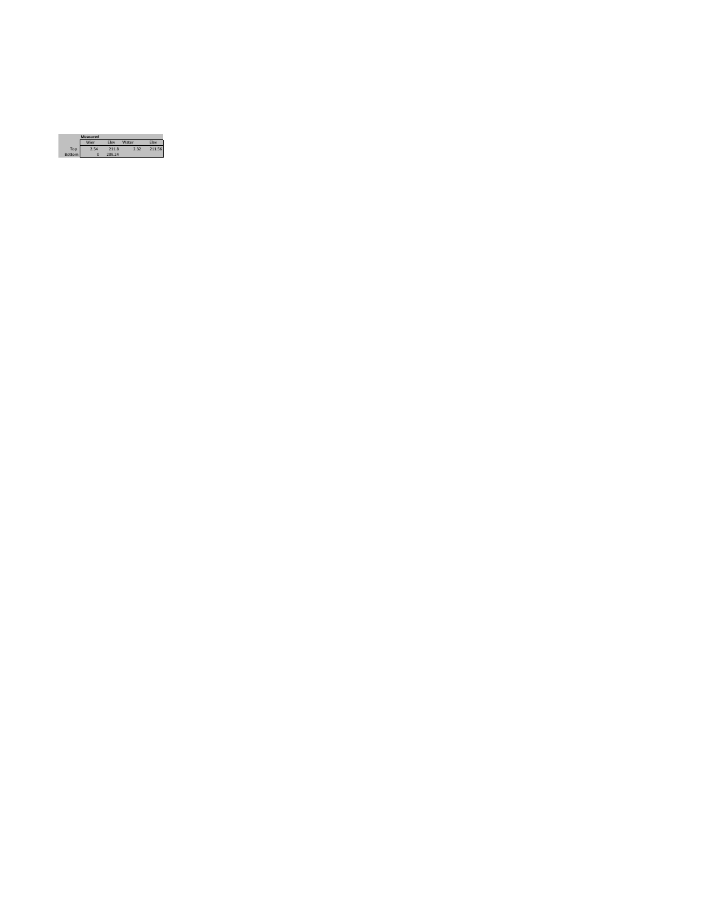| | Measured | | | |
|---|---|---|---|---|
| | Wier | Elev | Water | Elev |
| Top | 2.54 | 211.8 | 2.32 | 211.56 |
| Bottom | 0 | 209.24 | | |